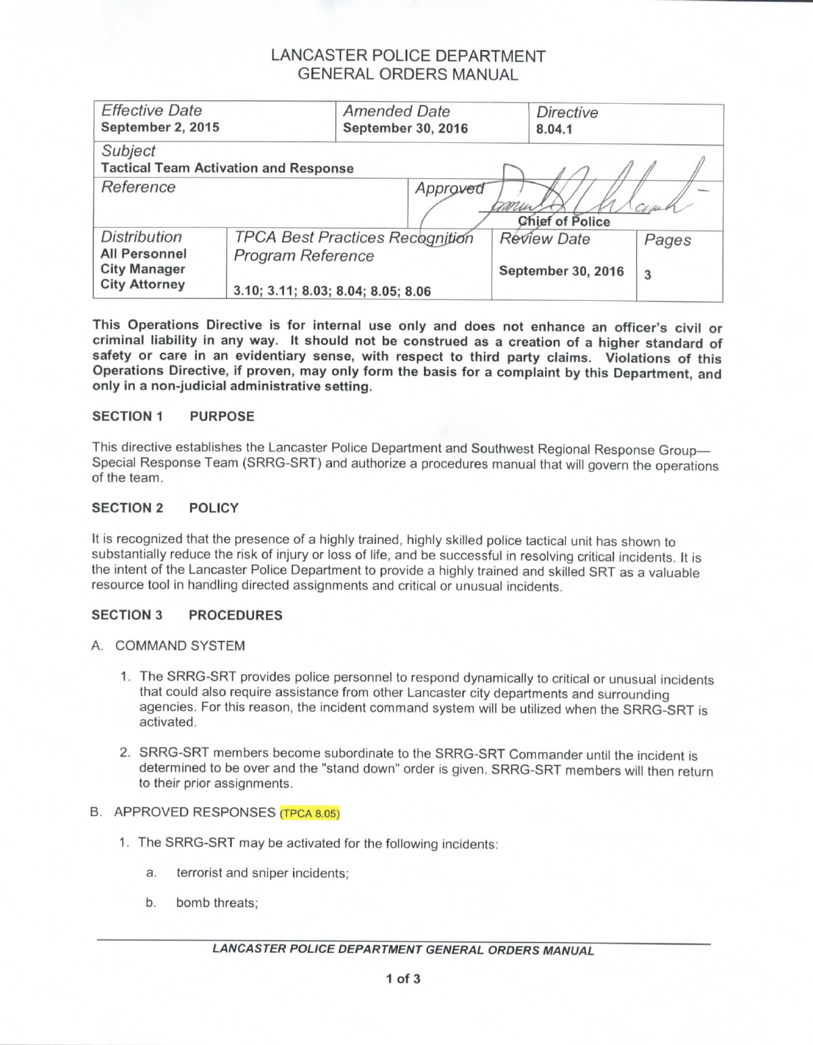# LANCASTER POLICE DEPARTMENT
## GENERAL ORDERS MANUAL

| *Effective Date* **September 2, 2015** | *Amended Date* **September 30, 2016** | | *Directive* **8.04.1** | |
|---|---|---|---|---|
| *Subject* **Tactical Team Activation and Response** | | | | |
| *Reference* | | *Approved* **Chief of Police** | | |
| *Distribution* **All Personnel City Manager City Attorney** | *TPCA Best Practices Recognition Program Reference* **3.10; 3.11; 8.03; 8.04; 8.05; 8.06** | | *Review Date* **September 30, 2016** | *Pages* **3** |

**This Operations Directive is for internal use only and does not enhance an officer's civil or criminal liability in any way. It should not be construed as a creation of a higher standard of safety or care in an evidentiary sense, with respect to third party claims. Violations of this Operations Directive, if proven, may only form the basis for a complaint by this Department, and only in a non-judicial administrative setting.**

### SECTION 1 PURPOSE

This directive establishes the Lancaster Police Department and Southwest Regional Response Group—Special Response Team (SRRG-SRT) and authorize a procedures manual that will govern the operations of the team.

### SECTION 2 POLICY

It is recognized that the presence of a highly trained, highly skilled police tactical unit has shown to substantially reduce the risk of injury or loss of life, and be successful in resolving critical incidents. It is the intent of the Lancaster Police Department to provide a highly trained and skilled SRT as a valuable resource tool in handling directed assignments and critical or unusual incidents.

### SECTION 3 PROCEDURES

A. COMMAND SYSTEM

1. The SRRG-SRT provides police personnel to respond dynamically to critical or unusual incidents that could also require assistance from other Lancaster city departments and surrounding agencies. For this reason, the incident command system will be utilized when the SRRG-SRT is activated.

2. SRRG-SRT members become subordinate to the SRRG-SRT Commander until the incident is determined to be over and the "stand down" order is given. SRRG-SRT members will then return to their prior assignments.

B. APPROVED RESPONSES (TPCA 8.05)

1. The SRRG-SRT may be activated for the following incidents:

   a. terrorist and sniper incidents;

   b. bomb threats;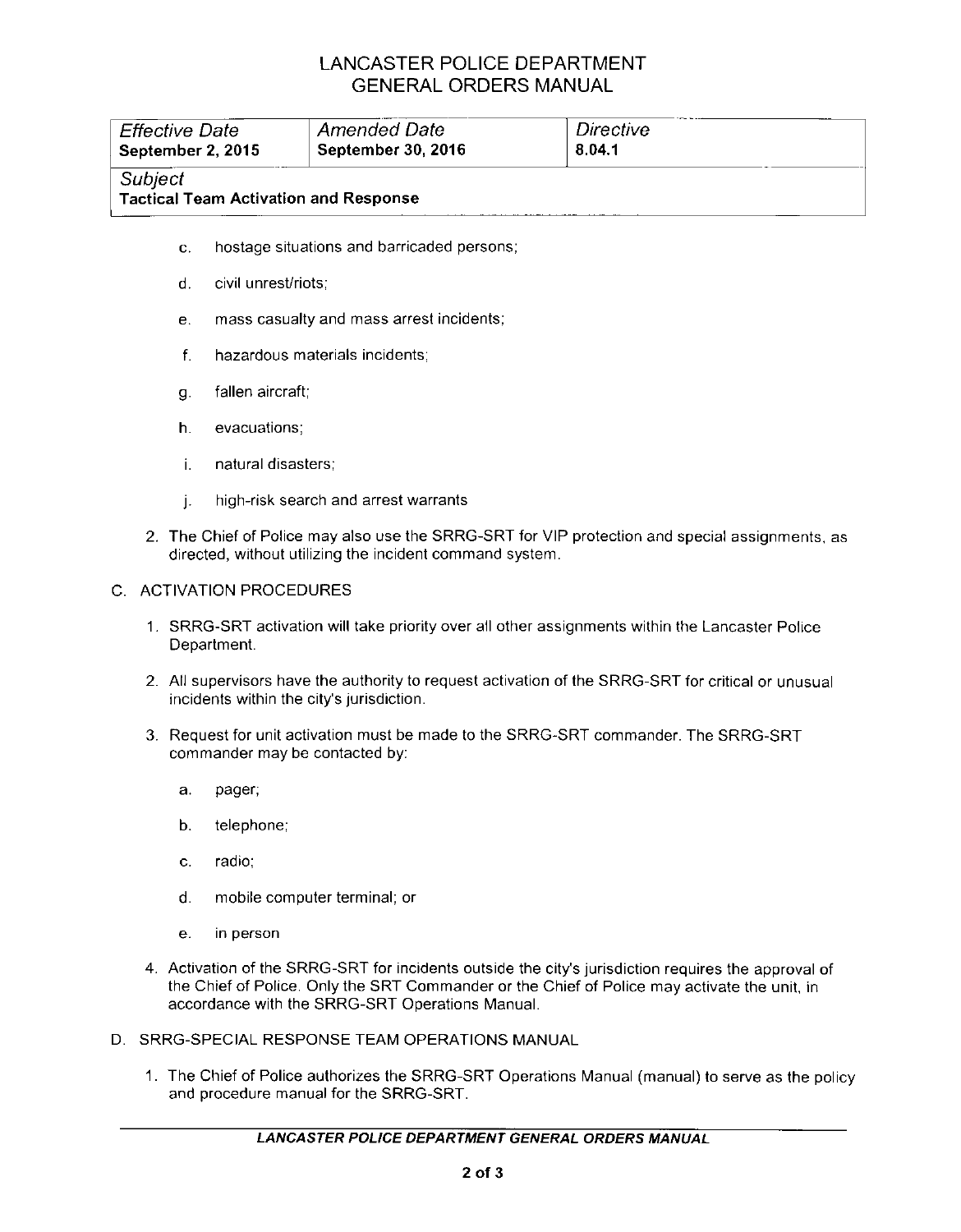# LANCASTER POLICE DEPARTMENT
# GENERAL ORDERS MANUAL

| *Effective Date* | *Amended Date* | *Directive* |
|---|---|---|
| **September 2, 2015** | **September 30, 2016** | **8.04.1** |
| *Subject* **Tactical Team Activation and Response** | | |

c. hostage situations and barricaded persons;

d. civil unrest/riots;

e. mass casualty and mass arrest incidents;

f. hazardous materials incidents;

g. fallen aircraft;

h. evacuations;

i. natural disasters;

j. high-risk search and arrest warrants

2. The Chief of Police may also use the SRRG-SRT for VIP protection and special assignments, as directed, without utilizing the incident command system.

C. ACTIVATION PROCEDURES

1. SRRG-SRT activation will take priority over all other assignments within the Lancaster Police Department.

2. All supervisors have the authority to request activation of the SRRG-SRT for critical or unusual incidents within the city's jurisdiction.

3. Request for unit activation must be made to the SRRG-SRT commander. The SRRG-SRT commander may be contacted by:

   a. pager;

   b. telephone;

   c. radio;

   d. mobile computer terminal; or

   e. in person

4. Activation of the SRRG-SRT for incidents outside the city's jurisdiction requires the approval of the Chief of Police. Only the SRT Commander or the Chief of Police may activate the unit, in accordance with the SRRG-SRT Operations Manual.

D. SRRG-SPECIAL RESPONSE TEAM OPERATIONS MANUAL

1. The Chief of Police authorizes the SRRG-SRT Operations Manual (manual) to serve as the policy and procedure manual for the SRRG-SRT.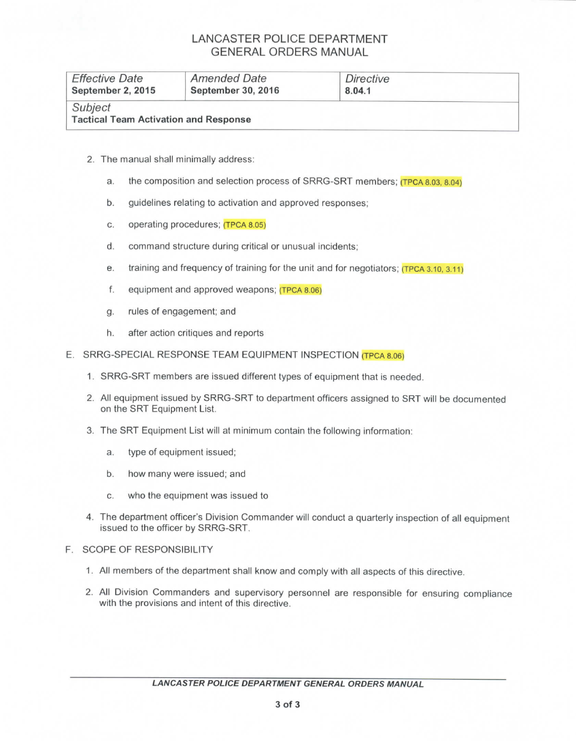| Effective Date | Amended Date | Directive |
| --- | --- | --- |
| **September 2, 2015** | **September 30, 2016** | **8.04.1** |
| Subject **Tactical Team Activation and Response** | | |

2. The manual shall minimally address:

    a. the composition and selection process of SRRG-SRT members; (TPCA 8.03, 8.04)

    b. guidelines relating to activation and approved responses;

    c. operating procedures; (TPCA 8.05)

    d. command structure during critical or unusual incidents;

    e. training and frequency of training for the unit and for negotiators; (TPCA 3.10, 3.11)

    f. equipment and approved weapons; (TPCA 8.06)

    g. rules of engagement; and

    h. after action critiques and reports

E. SRRG-SPECIAL RESPONSE TEAM EQUIPMENT INSPECTION (TPCA 8.06)

1. SRRG-SRT members are issued different types of equipment that is needed.

2. All equipment issued by SRRG-SRT to department officers assigned to SRT will be documented on the SRT Equipment List.

3. The SRT Equipment List will at minimum contain the following information:

    a. type of equipment issued;

    b. how many were issued; and

    c. who the equipment was issued to

4. The department officer's Division Commander will conduct a quarterly inspection of all equipment issued to the officer by SRRG-SRT.

F. SCOPE OF RESPONSIBILITY

1. All members of the department shall know and comply with all aspects of this directive.

2. All Division Commanders and supervisory personnel are responsible for ensuring compliance with the provisions and intent of this directive.